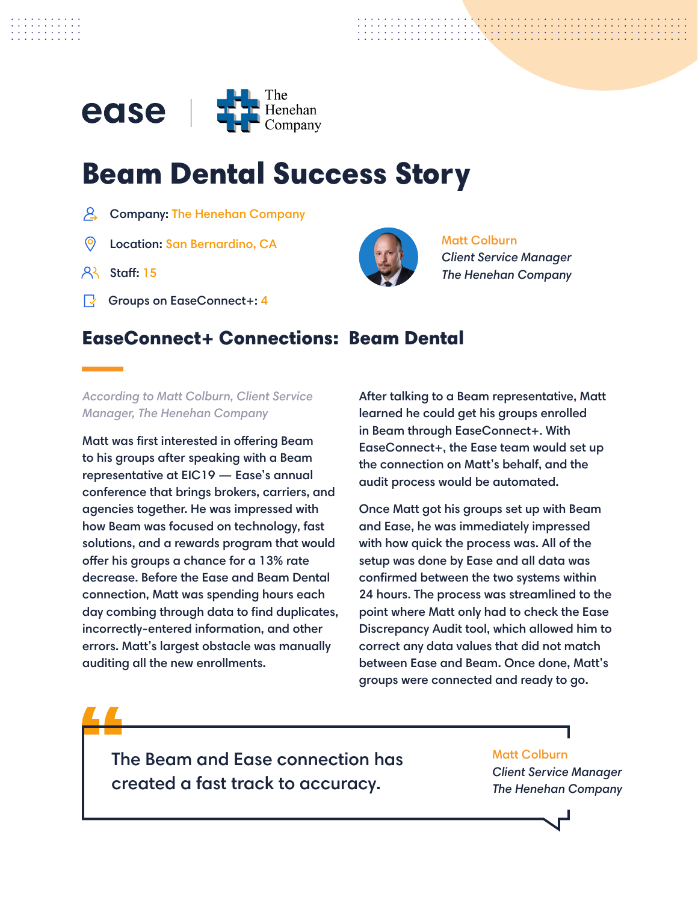# Beam Dental Success Story

**Company:** The Henehan Company

**Location:** San Bernardino, CA

**Staff:** 15

**Groups on EaseConnect+:** 4

Matt Colburn
*Client Service Manager*
*The Henehan Company*

## EaseConnect+ Connections: Beam Dental

*According to Matt Colburn, Client Service Manager, The Henehan Company*

Matt was first interested in offering Beam to his groups after speaking with a Beam representative at EIC19 — Ease's annual conference that brings brokers, carriers, and agencies together. He was impressed with how Beam was focused on technology, fast solutions, and a rewards program that would offer his groups a chance for a 13% rate decrease. Before the Ease and Beam Dental connection, Matt was spending hours each day combing through data to find duplicates, incorrectly-entered information, and other errors. Matt's largest obstacle was manually auditing all the new enrollments.

After talking to a Beam representative, Matt learned he could get his groups enrolled in Beam through EaseConnect+. With EaseConnect+, the Ease team would set up the connection on Matt's behalf, and the audit process would be automated.

Once Matt got his groups set up with Beam and Ease, he was immediately impressed with how quick the process was. All of the setup was done by Ease and all data was confirmed between the two systems within 24 hours. The process was streamlined to the point where Matt only had to check the Ease Discrepancy Audit tool, which allowed him to correct any data values that did not match between Ease and Beam. Once done, Matt's groups were connected and ready to go.

> The Beam and Ease connection has created a fast track to accuracy.
>
> Matt Colburn
> *Client Service Manager*
> *The Henehan Company*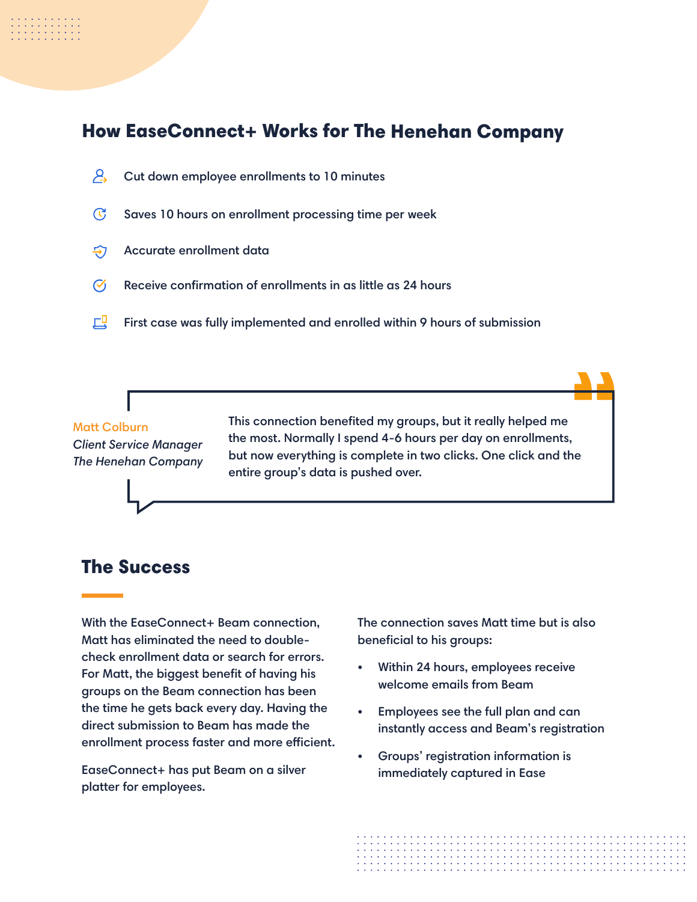## How EaseConnect+ Works for The Henehan Company

- Cut down employee enrollments to 10 minutes
- Saves 10 hours on enrollment processing time per week
- Accurate enrollment data
- Receive confirmation of enrollments in as little as 24 hours
- First case was fully implemented and enrolled within 9 hours of submission

> This connection benefited my groups, but it really helped me the most. Normally I spend 4-6 hours per day on enrollments, but now everything is complete in two clicks. One click and the entire group's data is pushed over.
>
> Matt Colburn
> *Client Service Manager*
> *The Henehan Company*

## The Success

With the EaseConnect+ Beam connection, Matt has eliminated the need to double-check enrollment data or search for errors. For Matt, the biggest benefit of having his groups on the Beam connection has been the time he gets back every day. Having the direct submission to Beam has made the enrollment process faster and more efficient.

EaseConnect+ has put Beam on a silver platter for employees.

The connection saves Matt time but is also beneficial to his groups:

- Within 24 hours, employees receive welcome emails from Beam
- Employees see the full plan and can instantly access and Beam's registration
- Groups' registration information is immediately captured in Ease